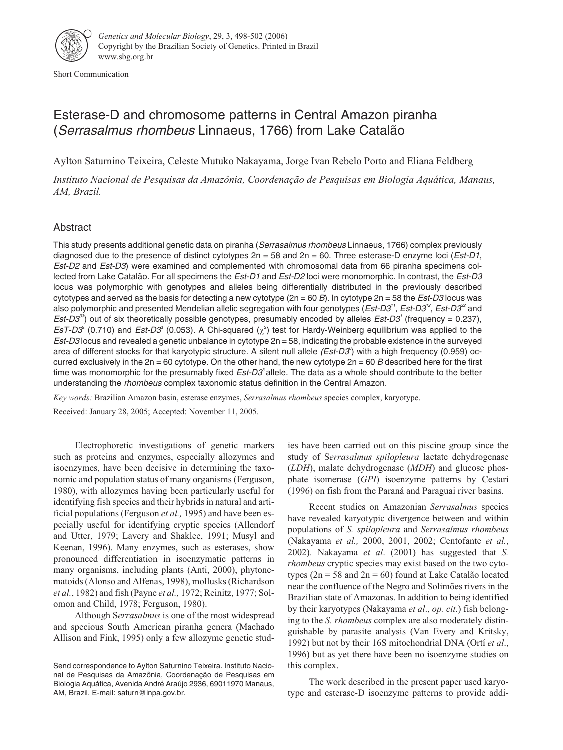Short Communication

# Esterase-D and chromosome patterns in Central Amazon piranha (*Serrasalmus rhombeus* Linnaeus, 1766) from Lake Catalão

Aylton Saturnino Teixeira, Celeste Mutuko Nakayama, Jorge Ivan Rebelo Porto and Eliana Feldberg

*Instituto Nacional de Pesquisas da Amazônia, Coordenação de Pesquisas em Biologia Aquática, Manaus, AM, Brazil.*

## Abstract

This study presents additional genetic data on piranha (*Serrasalmus rhombeus* Linnaeus, 1766) complex previously diagnosed due to the presence of distinct cytotypes 2n = 58 and 2n = 60. Three esterase-D enzyme loci (*Est-D1*, *Est-D2* and *Est-D3*) were examined and complemented with chromosomal data from 66 piranha specimens collected from Lake Catalão. For all specimens the *Est-D1* and *Est-D2* loci were monomorphic. In contrast, the *Est-D3* locus was polymorphic with genotypes and alleles being differentially distributed in the previously described cytotypes and served as the basis for detecting a new cytotype (2n = 60 *B*). In cytotype 2n = 58 the *Est-D3* locus was also polymorphic and presented Mendelian allelic segregation with four genotypes ($Est\text{-}D3^{11}$, $Est\text{-}D3^{12}$, $Est\text{-}D3^{22}$ and $Est\text{-}D3^{33}$) out of six theoretically possible genotypes, presumably encoded by alleles $Est\text{-}D3^{1}$ (frequency = 0.237), $EsT\text{-}D3^{2}$ (0.710) and $Est\text{-}D3^{3}$ (0.053). A Chi-squared ($\chi^2$) test for Hardy-Weinberg equilibrium was applied to the *Est-D3* locus and revealed a genetic unbalance in cytotype 2n = 58, indicating the probable existence in the surveyed area of different stocks for that karyotypic structure. A silent null allele ($Est\text{-}D3^{0}$) with a high frequency (0.959) occurred exclusively in the 2n = 60 cytotype. On the other hand, the new cytotype 2n = 60 *B* described here for the first time was monomorphic for the presumably fixed $Est\text{-}D3^{3}$ allele. The data as a whole should contribute to the better understanding the *rhombeus* complex taxonomic status definition in the Central Amazon.

*Key words:* Brazilian Amazon basin, esterase enzymes, *Serrasalmus rhombeus* species complex, karyotype.

Received: January 28, 2005; Accepted: November 11, 2005.

Electrophoretic investigations of genetic markers such as proteins and enzymes, especially allozymes and isoenzymes, have been decisive in determining the taxonomic and population status of many organisms (Ferguson, 1980), with allozymes having been particularly useful for identifying fish species and their hybrids in natural and artificial populations (Ferguson *et al.,* 1995) and have been especially useful for identifying cryptic species (Allendorf and Utter, 1979; Lavery and Shaklee, 1991; Musyl and Keenan, 1996). Many enzymes, such as esterases, show pronounced differentiation in isoenzymatic patterns in many organisms, including plants (Anti, 2000), phytonematoids (Alonso and Alfenas, 1998), mollusks (Richardson *et al.*, 1982) and fish (Payne *et al.,* 1972; Reinitz, 1977; Solomon and Child, 1978; Ferguson, 1980).

Although S*errasalmus* is one of the most widespread and specious South American piranha genera (Machado Allison and Fink, 1995) only a few allozyme genetic studies have been carried out on this piscine group since the study of S*errasalmus spilopleura* lactate dehydrogenase (*LDH*), malate dehydrogenase (*MDH*) and glucose phosphate isomerase (*GPI*) isoenzyme patterns by Cestari (1996) on fish from the Paraná and Paraguai river basins.

Recent studies on Amazonian *Serrasalmus* species have revealed karyotypic divergence between and within populations of *S. spilopleura* and *Serrasalmus rhombeus* (Nakayama *et al.,* 2000, 2001, 2002; Centofante *et al.*, 2002). Nakayama *et al*. (2001) has suggested that *S. rhombeus* cryptic species may exist based on the two cytotypes (2n = 58 and 2n = 60) found at Lake Catalão located near the confluence of the Negro and Solimões rivers in the Brazilian state of Amazonas. In addition to being identified by their karyotypes (Nakayama *et al*., *op. cit.*) fish belonging to the *S. rhombeus* complex are also moderately distinguishable by parasite analysis (Van Every and Kritsky, 1992) but not by their 16S mitochondrial DNA (Ortí *et al*., 1996) but as yet there have been no isoenzyme studies on this complex.

The work described in the present paper used karyotype and esterase-D isoenzyme patterns to provide addi-

Send correspondence to Aylton Saturnino Teixeira. Instituto Nacional de Pesquisas da Amazônia, Coordenação de Pesquisas em Biologia Aquática, Avenida André Araújo 2936, 69011970 Manaus, AM, Brazil. E-mail: saturn@inpa.gov.br.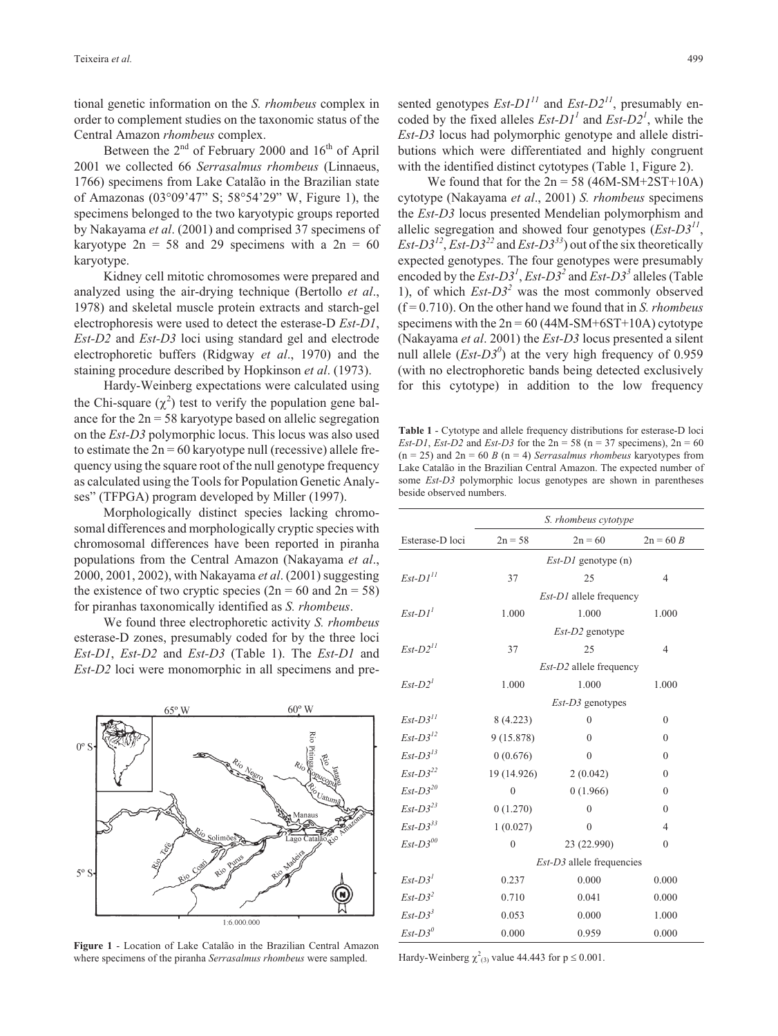tional genetic information on the *S. rhombeus* complex in order to complement studies on the taxonomic status of the Central Amazon *rhombeus* complex.

Between the 2[nd] of February 2000 and 16[th] of April 2001 we collected 66 *Serrasalmus rhombeus* (Linnaeus, 1766) specimens from Lake Catalão in the Brazilian state of Amazonas (03°09'47" S; 58°54'29" W, Figure 1), the specimens belonged to the two karyotypic groups reported by Nakayama *et al*. (2001) and comprised 37 specimens of karyotype 2n = 58 and 29 specimens with a 2n = 60 karyotype.

Kidney cell mitotic chromosomes were prepared and analyzed using the air-drying technique (Bertollo *et al*., 1978) and skeletal muscle protein extracts and starch-gel electrophoresis were used to detect the esterase-D *Est-D1*, *Est-D2* and *Est-D3* loci using standard gel and electrode electrophoretic buffers (Ridgway *et al*., 1970) and the staining procedure described by Hopkinson *et al*. (1973).

Hardy-Weinberg expectations were calculated using the Chi-square ($\chi^2$) test to verify the population gene balance for the 2n = 58 karyotype based on allelic segregation on the *Est-D3* polymorphic locus. This locus was also used to estimate the 2n = 60 karyotype null (recessive) allele frequency using the square root of the null genotype frequency as calculated using the Tools for Population Genetic Analyses" (TFPGA) program developed by Miller (1997).

Morphologically distinct species lacking chromosomal differences and morphologically cryptic species with chromosomal differences have been reported in piranha populations from the Central Amazon (Nakayama *et al*., 2000, 2001, 2002), with Nakayama *et al*. (2001) suggesting the existence of two cryptic species (2n = 60 and 2n = 58) for piranhas taxonomically identified as *S. rhombeus*.

We found three electrophoretic activity *S. rhombeus* esterase-D zones, presumably coded for by the three loci *Est-D1*, *Est-D2* and *Est-D3* (Table 1). The *Est-D1* and *Est-D2* loci were monomorphic in all specimens and presented genotypes $Est\text{-}D1^{11}$ and $Est\text{-}D2^{11}$, presumably encoded by the fixed alleles $Est\text{-}D1^{1}$ and $Est\text{-}D2^{1}$, while the *Est-D3* locus had polymorphic genotype and allele distributions which were differentiated and highly congruent with the identified distinct cytotypes (Table 1, Figure 2).

We found that for the 2n = 58 (46M-SM+2ST+10A) cytotype (Nakayama *et al*., 2001) *S. rhombeus* specimens the *Est-D3* locus presented Mendelian polymorphism and allelic segregation and showed four genotypes ($Est\text{-}D3^{11}$, $Est\text{-}D3^{12}$, $Est\text{-}D3^{22}$ and $Est\text{-}D3^{33}$) out of the six theoretically expected genotypes. The four genotypes were presumably encoded by the $Est\text{-}D3^{1}$, $Est\text{-}D3^{2}$ and $Est\text{-}D3^{3}$ alleles (Table 1), of which $Est\text{-}D3^{2}$ was the most commonly observed (f = 0.710). On the other hand we found that in *S. rhombeus* specimens with the 2n = 60 (44M-SM+6ST+10A) cytotype (Nakayama *et al*. 2001) the *Est-D3* locus presented a silent null allele ($Est\text{-}D3^{0}$) at the very high frequency of 0.959 (with no electrophoretic bands being detected exclusively for this cytotype) in addition to the low frequency

**Table 1** - Cytotype and allele frequency distributions for esterase-D loci *Est-D1*, *Est-D2* and *Est-D3* for the 2n = 58 (n = 37 specimens), 2n = 60 (n = 25) and 2n = 60 *B* (n = 4) *Serrasalmus rhombeus* karyotypes from Lake Catalão in the Brazilian Central Amazon. The expected number of some *Est-D3* polymorphic locus genotypes are shown in parentheses beside observed numbers.

| | *S. rhombeus* cytotype | | |
|---|---|---|---|
| Esterase-D loci | 2n = 58 | 2n = 60 | 2n = 60 *B* |
| | *Est-D1* genotype (n) | | |
| $Est\text{-}D1^{11}$ | 37 | 25 | 4 |
| | *Est-D1* allele frequency | | |
| $Est\text{-}D1^{1}$ | 1.000 | 1.000 | 1.000 |
| | *Est-D2* genotype | | |
| $Est\text{-}D2^{11}$ | 37 | 25 | 4 |
| | *Est-D2* allele frequency | | |
| $Est\text{-}D2^{1}$ | 1.000 | 1.000 | 1.000 |
| | *Est-D3* genotypes | | |
| $Est\text{-}D3^{11}$ | 8 (4.223) | 0 | 0 |
| $Est\text{-}D3^{12}$ | 9 (15.878) | 0 | 0 |
| $Est\text{-}D3^{13}$ | 0 (0.676) | 0 | 0 |
| $Est\text{-}D3^{22}$ | 19 (14.926) | 2 (0.042) | 0 |
| $Est\text{-}D3^{20}$ | 0 | 0 (1.966) | 0 |
| $Est\text{-}D3^{23}$ | 0 (1.270) | 0 | 0 |
| $Est\text{-}D3^{33}$ | 1 (0.027) | 0 | 4 |
| $Est\text{-}D3^{00}$ | 0 | 23 (22.990) | 0 |
| | *Est-D3* allele frequencies | | |
| $Est\text{-}D3^{1}$ | 0.237 | 0.000 | 0.000 |
| $Est\text{-}D3^{2}$ | 0.710 | 0.041 | 0.000 |
| $Est\text{-}D3^{3}$ | 0.053 | 0.000 | 1.000 |
| $Est\text{-}D3^{0}$ | 0.000 | 0.959 | 0.000 |

Hardy-Weinberg $\chi^2_{(3)}$ value 44.443 for $p \leq 0.001$.

**Figure 1** - Location of Lake Catalão in the Brazilian Central Amazon where specimens of the piranha *Serrasalmus rhombeus* were sampled.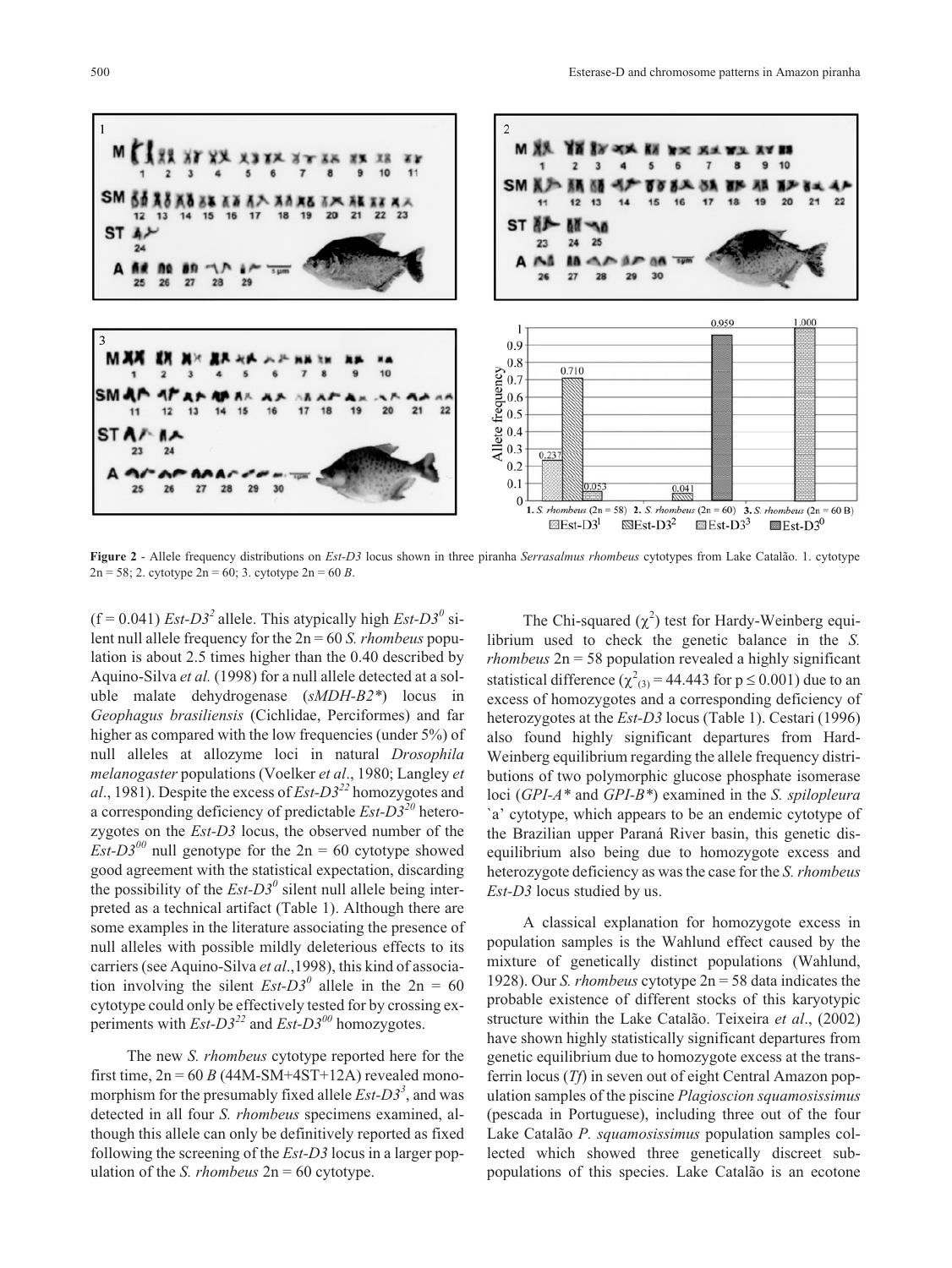**Figure 2** - Allele frequency distributions on *Est-D3* locus shown in three piranha *Serrasalmus rhombeus* cytotypes from Lake Catalão. 1. cytotype 2n = 58; 2. cytotype 2n = 60; 3. cytotype 2n = 60 *B*.

(f = 0.041) *Est-D3*$^{2}$ allele. This atypically high *Est-D3*$^{0}$ silent null allele frequency for the 2n = 60 *S. rhombeus* population is about 2.5 times higher than the 0.40 described by Aquino-Silva *et al.* (1998) for a null allele detected at a soluble malate dehydrogenase (*sMDH-B2\**) locus in *Geophagus brasiliensis* (Cichlidae, Perciformes) and far higher as compared with the low frequencies (under 5%) of null alleles at allozyme loci in natural *Drosophila melanogaster* populations (Voelker *et al*., 1980; Langley *et al*., 1981). Despite the excess of *Est-D3*$^{22}$ homozygotes and a corresponding deficiency of predictable *Est-D3*$^{20}$ heterozygotes on the *Est-D3* locus, the observed number of the *Est-D3*$^{00}$ null genotype for the 2n = 60 cytotype showed good agreement with the statistical expectation, discarding the possibility of the *Est-D3*$^{0}$ silent null allele being interpreted as a technical artifact (Table 1). Although there are some examples in the literature associating the presence of null alleles with possible mildly deleterious effects to its carriers (see Aquino-Silva *et al*.,1998), this kind of association involving the silent *Est-D3*$^{0}$ allele in the 2n = 60 cytotype could only be effectively tested for by crossing experiments with *Est-D3*$^{22}$ and *Est-D3*$^{00}$ homozygotes.

The new *S. rhombeus* cytotype reported here for the first time, 2n = 60 *B* (44M-SM+4ST+12A) revealed monomorphism for the presumably fixed allele *Est-D3*$^{3}$, and was detected in all four *S. rhombeus* specimens examined, although this allele can only be definitively reported as fixed following the screening of the *Est-D3* locus in a larger population of the *S. rhombeus* 2n = 60 cytotype.

The Chi-squared ($\chi^2$) test for Hardy-Weinberg equilibrium used to check the genetic balance in the *S. rhombeus* 2n = 58 population revealed a highly significant statistical difference ($\chi^2_{(3)} = 44.443$ for $p \leq 0.001$) due to an excess of homozygotes and a corresponding deficiency of heterozygotes at the *Est-D3* locus (Table 1). Cestari (1996) also found highly significant departures from Hard-Weinberg equilibrium regarding the allele frequency distributions of two polymorphic glucose phosphate isomerase loci (*GPI-A\** and *GPI-B\**) examined in the *S. spilopleura* `a' cytotype, which appears to be an endemic cytotype of the Brazilian upper Paraná River basin, this genetic disequilibrium also being due to homozygote excess and heterozygote deficiency as was the case for the *S. rhombeus Est-D3* locus studied by us.

A classical explanation for homozygote excess in population samples is the Wahlund effect caused by the mixture of genetically distinct populations (Wahlund, 1928). Our *S. rhombeus* cytotype 2n = 58 data indicates the probable existence of different stocks of this karyotypic structure within the Lake Catalão. Teixeira *et al*., (2002) have shown highly statistically significant departures from genetic equilibrium due to homozygote excess at the transferrin locus (*Tf*) in seven out of eight Central Amazon population samples of the piscine *Plagioscion squamosissimus* (pescada in Portuguese), including three out of the four Lake Catalão *P. squamosissimus* population samples collected which showed three genetically discreet subpopulations of this species. Lake Catalão is an ecotone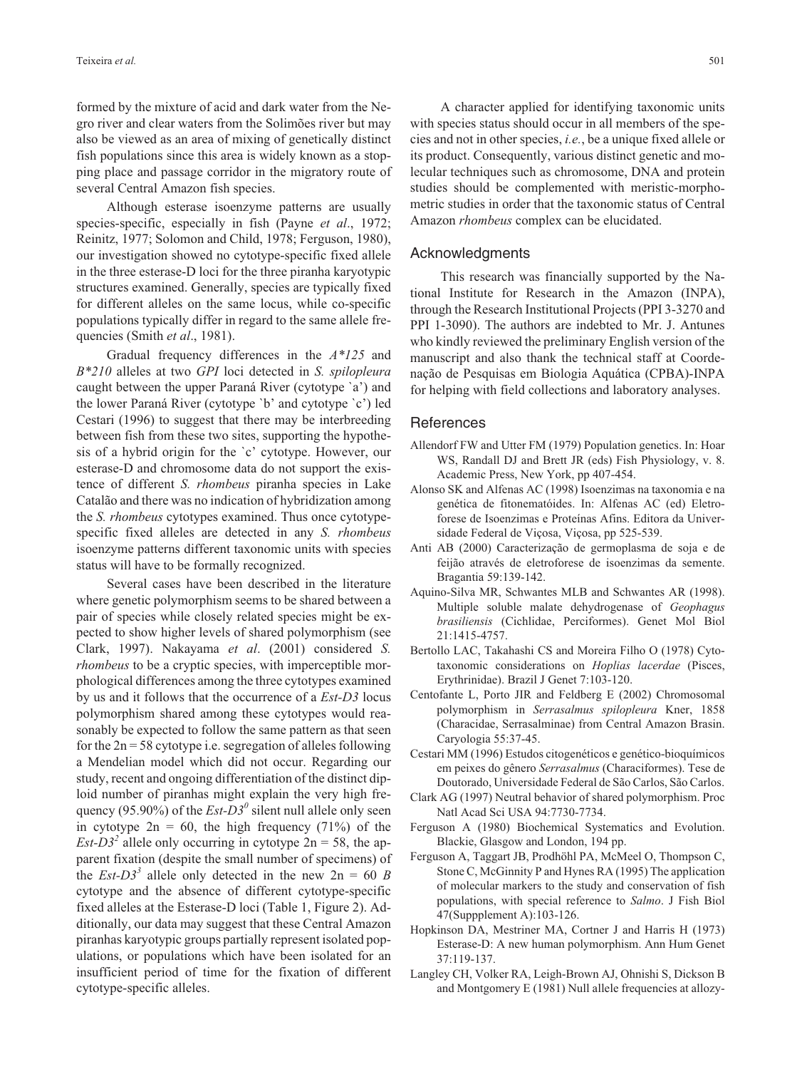formed by the mixture of acid and dark water from the Negro river and clear waters from the Solimões river but may also be viewed as an area of mixing of genetically distinct fish populations since this area is widely known as a stopping place and passage corridor in the migratory route of several Central Amazon fish species.

Although esterase isoenzyme patterns are usually species-specific, especially in fish (Payne *et al*., 1972; Reinitz, 1977; Solomon and Child, 1978; Ferguson, 1980), our investigation showed no cytotype-specific fixed allele in the three esterase-D loci for the three piranha karyotypic structures examined. Generally, species are typically fixed for different alleles on the same locus, while co-specific populations typically differ in regard to the same allele frequencies (Smith *et al*., 1981).

Gradual frequency differences in the *A\*125* and *B\*210* alleles at two *GPI* loci detected in *S. spilopleura* caught between the upper Paraná River (cytotype `a') and the lower Paraná River (cytotype `b' and cytotype `c') led Cestari (1996) to suggest that there may be interbreeding between fish from these two sites, supporting the hypothesis of a hybrid origin for the `c' cytotype. However, our esterase-D and chromosome data do not support the existence of different *S. rhombeus* piranha species in Lake Catalão and there was no indication of hybridization among the *S. rhombeus* cytotypes examined. Thus once cytotype-specific fixed alleles are detected in any *S. rhombeus* isoenzyme patterns different taxonomic units with species status will have to be formally recognized.

Several cases have been described in the literature where genetic polymorphism seems to be shared between a pair of species while closely related species might be expected to show higher levels of shared polymorphism (see Clark, 1997). Nakayama *et al*. (2001) considered *S. rhombeus* to be a cryptic species, with imperceptible morphological differences among the three cytotypes examined by us and it follows that the occurrence of a *Est-D3* locus polymorphism shared among these cytotypes would reasonably be expected to follow the same pattern as that seen for the 2n = 58 cytotype i.e. segregation of alleles following a Mendelian model which did not occur. Regarding our study, recent and ongoing differentiation of the distinct diploid number of piranhas might explain the very high frequency (95.90%) of the *Est-D3*$^0$ silent null allele only seen in cytotype 2n = 60, the high frequency (71%) of the *Est-D3*$^2$ allele only occurring in cytotype 2n = 58, the apparent fixation (despite the small number of specimens) of the *Est-D3*$^3$ allele only detected in the new 2n = 60 *B* cytotype and the absence of different cytotype-specific fixed alleles at the Esterase-D loci (Table 1, Figure 2). Additionally, our data may suggest that these Central Amazon piranhas karyotypic groups partially represent isolated populations, or populations which have been isolated for an insufficient period of time for the fixation of different cytotype-specific alleles.

A character applied for identifying taxonomic units with species status should occur in all members of the species and not in other species, *i.e.*, be a unique fixed allele or its product. Consequently, various distinct genetic and molecular techniques such as chromosome, DNA and protein studies should be complemented with meristic-morphometric studies in order that the taxonomic status of Central Amazon *rhombeus* complex can be elucidated.

## Acknowledgments

This research was financially supported by the National Institute for Research in the Amazon (INPA), through the Research Institutional Projects (PPI 3-3270 and PPI 1-3090). The authors are indebted to Mr. J. Antunes who kindly reviewed the preliminary English version of the manuscript and also thank the technical staff at Coordenação de Pesquisas em Biologia Aquática (CPBA)-INPA for helping with field collections and laboratory analyses.

## References

Allendorf FW and Utter FM (1979) Population genetics. In: Hoar WS, Randall DJ and Brett JR (eds) Fish Physiology, v. 8. Academic Press, New York, pp 407-454.

Alonso SK and Alfenas AC (1998) Isoenzimas na taxonomia e na genética de fitonematóides. In: Alfenas AC (ed) Eletroforese de Isoenzimas e Proteínas Afins. Editora da Universidade Federal de Viçosa, Viçosa, pp 525-539.

Anti AB (2000) Caracterização de germoplasma de soja e de feijão através de eletroforese de isoenzimas da semente. Bragantia 59:139-142.

Aquino-Silva MR, Schwantes MLB and Schwantes AR (1998). Multiple soluble malate dehydrogenase of *Geophagus brasiliensis* (Cichlidae, Perciformes). Genet Mol Biol 21:1415-4757.

Bertollo LAC, Takahashi CS and Moreira Filho O (1978) Cytotaxonomic considerations on *Hoplias lacerdae* (Pisces, Erythrinidae). Brazil J Genet 7:103-120.

Centofante L, Porto JIR and Feldberg E (2002) Chromosomal polymorphism in *Serrasalmus spilopleura* Kner, 1858 (Characidae, Serrasalminae) from Central Amazon Brasin. Caryologia 55:37-45.

Cestari MM (1996) Estudos citogenéticos e genético-bioquímicos em peixes do gênero *Serrasalmus* (Characiformes). Tese de Doutorado, Universidade Federal de São Carlos, São Carlos.

Clark AG (1997) Neutral behavior of shared polymorphism. Proc Natl Acad Sci USA 94:7730-7734.

Ferguson A (1980) Biochemical Systematics and Evolution. Blackie, Glasgow and London, 194 pp.

Ferguson A, Taggart JB, Prodhöhl PA, McMeel O, Thompson C, Stone C, McGinnity P and Hynes RA (1995) The application of molecular markers to the study and conservation of fish populations, with special reference to *Salmo*. J Fish Biol 47(Suppplement A):103-126.

Hopkinson DA, Mestriner MA, Cortner J and Harris H (1973) Esterase-D: A new human polymorphism. Ann Hum Genet 37:119-137.

Langley CH, Volker RA, Leigh-Brown AJ, Ohnishi S, Dickson B and Montgomery E (1981) Null allele frequencies at allozy-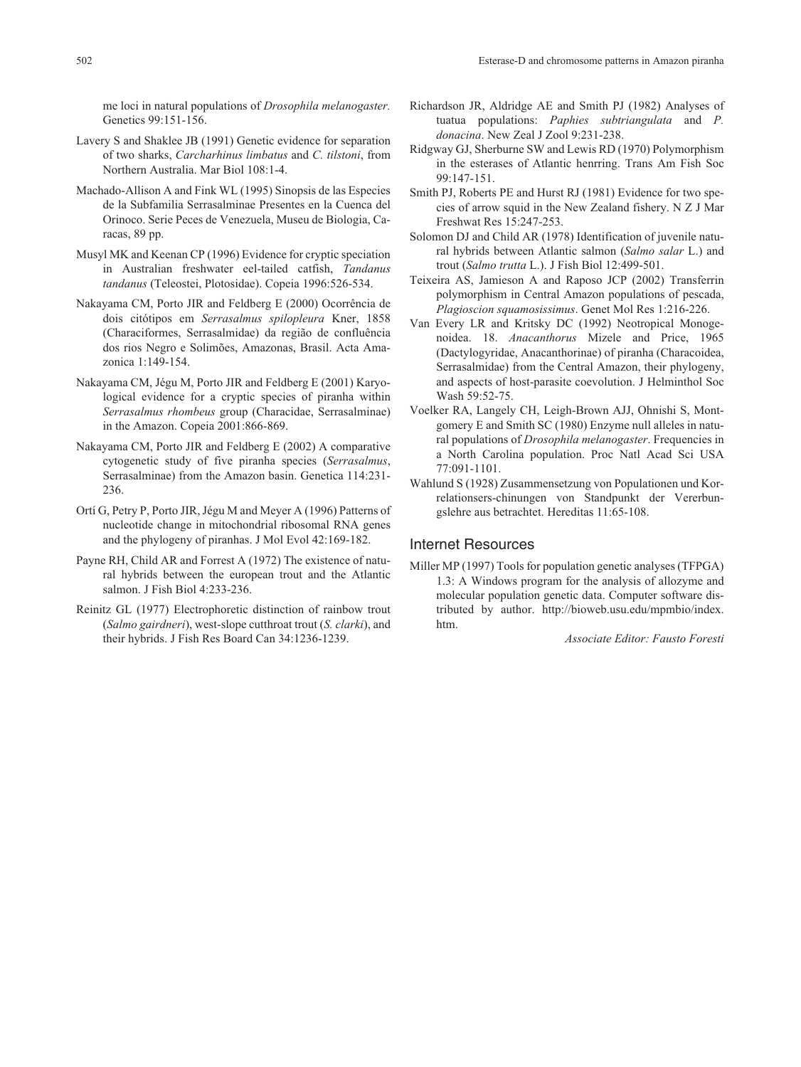me loci in natural populations of *Drosophila melanogaster*. Genetics 99:151-156.

Lavery S and Shaklee JB (1991) Genetic evidence for separation of two sharks, *Carcharhinus limbatus* and *C. tilstoni*, from Northern Australia. Mar Biol 108:1-4.

Machado-Allison A and Fink WL (1995) Sinopsis de las Especies de la Subfamilia Serrasalminae Presentes en la Cuenca del Orinoco. Serie Peces de Venezuela, Museu de Biologia, Caracas, 89 pp.

Musyl MK and Keenan CP (1996) Evidence for cryptic speciation in Australian freshwater eel-tailed catfish, *Tandanus tandanus* (Teleostei, Plotosidae). Copeia 1996:526-534.

Nakayama CM, Porto JIR and Feldberg E (2000) Ocorrência de dois citótipos em *Serrasalmus spilopleura* Kner, 1858 (Characiformes, Serrasalmidae) da região de confluência dos rios Negro e Solimões, Amazonas, Brasil. Acta Amazonica 1:149-154.

Nakayama CM, Jégu M, Porto JIR and Feldberg E (2001) Karyological evidence for a cryptic species of piranha within *Serrasalmus rhombeus* group (Characidae, Serrasalminae) in the Amazon. Copeia 2001:866-869.

Nakayama CM, Porto JIR and Feldberg E (2002) A comparative cytogenetic study of five piranha species (*Serrasalmus*, Serrasalminae) from the Amazon basin. Genetica 114:231-236.

Ortí G, Petry P, Porto JIR, Jégu M and Meyer A (1996) Patterns of nucleotide change in mitochondrial ribosomal RNA genes and the phylogeny of piranhas. J Mol Evol 42:169-182.

Payne RH, Child AR and Forrest A (1972) The existence of natural hybrids between the european trout and the Atlantic salmon. J Fish Biol 4:233-236.

Reinitz GL (1977) Electrophoretic distinction of rainbow trout (*Salmo gairdneri*), west-slope cutthroat trout (*S. clarki*), and their hybrids. J Fish Res Board Can 34:1236-1239.

Richardson JR, Aldridge AE and Smith PJ (1982) Analyses of tuatua populations: *Paphies subtriangulata* and *P. donacina*. New Zeal J Zool 9:231-238.

Ridgway GJ, Sherburne SW and Lewis RD (1970) Polymorphism in the esterases of Atlantic henrring. Trans Am Fish Soc 99:147-151.

Smith PJ, Roberts PE and Hurst RJ (1981) Evidence for two species of arrow squid in the New Zealand fishery. N Z J Mar Freshwat Res 15:247-253.

Solomon DJ and Child AR (1978) Identification of juvenile natural hybrids between Atlantic salmon (*Salmo salar* L.) and trout (*Salmo trutta* L.). J Fish Biol 12:499-501.

Teixeira AS, Jamieson A and Raposo JCP (2002) Transferrin polymorphism in Central Amazon populations of pescada, *Plagioscion squamosissimus*. Genet Mol Res 1:216-226.

Van Every LR and Kritsky DC (1992) Neotropical Monogenoidea. 18. *Anacanthorus* Mizele and Price, 1965 (Dactylogyridae, Anacanthorinae) of piranha (Characoidea, Serrasalmidae) from the Central Amazon, their phylogeny, and aspects of host-parasite coevolution. J Helminthol Soc Wash 59:52-75.

Voelker RA, Langely CH, Leigh-Brown AJJ, Ohnishi S, Montgomery E and Smith SC (1980) Enzyme null alleles in natural populations of *Drosophila melanogaster*. Frequencies in a North Carolina population. Proc Natl Acad Sci USA 77:091-1101.

Wahlund S (1928) Zusammensetzung von Populationen und Korrelationsers-chinungen von Standpunkt der Vererbungslehre aus betrachtet. Hereditas 11:65-108.

## Internet Resources

Miller MP (1997) Tools for population genetic analyses (TFPGA) 1.3: A Windows program for the analysis of allozyme and molecular population genetic data. Computer software distributed by author. http://bioweb.usu.edu/mpmbio/index.htm.

*Associate Editor: Fausto Foresti*